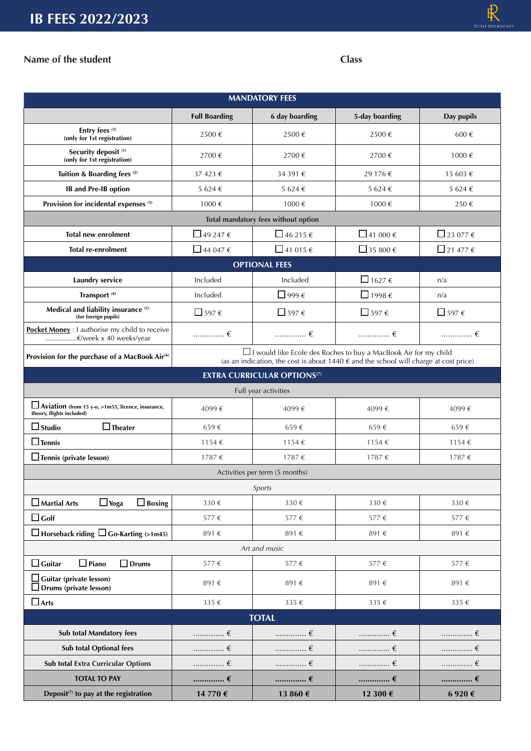# IB FEES 2022/2023

**Name of the student** **Class**

| MANDATORY FEES | | | | |
|---|---|---|---|---|
| | **Full Boarding** | **6 day boarding** | **5-day boarding** | **Day pupils** |
| **Entry fees** [1] (only for 1st registration) | 2500 € | 2500 € | 2500 € | 600 € |
| **Security deposit** [1] (only for 1st registration) | 2700 € | 2700 € | 2700 € | 1000 € |
| **Tuition & Boarding fees** [2] | 37 423 € | 34 391 € | 29 176 € | 15 603 € |
| **IB and Pre-IB option** | 5 624 € | 5 624 € | 5 624 € | 5 624 € |
| **Provision for incidental expenses** [3] | 1000 € | 1000 € | 1000 € | 250 € |
| Total mandatory fees without option | | | | |
| **Total new enrolment** | ☐ 49 247 € | ☐ 46 215 € | ☐ 41 000 € | ☐ 23 077 € |
| **Total re-enrolment** | ☐ 44 047 € | ☐ 41 015 € | ☐ 35 800 € | ☐ 21 477 € |
| **OPTIONAL FEES** | | | | |
| **Laundry service** | Included | Included | ☐ 1627 € | n/a |
| **Transport** [4] | Included | ☐ 999 € | ☐ 1998 € | n/a |
| **Medical and liability insurance** [5] (for foreign pupils) | ☐ 597 € | ☐ 597 € | ☐ 597 € | ☐ 597 € |
| **Pocket Money** : I authorise my child to receive ................€/week x 40 weeks/year | .............. € | .............. € | .............. € | .............. € |
| **Provision for the purchase of a MacBook Air** [6] | ☐ I would like Ecole des Roches to buy a MacBook Air for my child (as an indication, the cost is about 1440 € and the school will charge at cost price) | | | |
| **EXTRA CURRICULAR OPTIONS** [7] | | | | |
| Full year activities | | | | |
| ☐ **Aviation** (from 15 y-o, >1m55, licence, insurance, theory, flights included) | 4099 € | 4099 € | 4099 € | 4099 € |
| ☐ **Studio** ☐ **Theater** | 659 € | 659 € | 659 € | 659 € |
| ☐ **Tennis** | 1154 € | 1154 € | 1154 € | 1154 € |
| ☐ **Tennis (private lesson)** | 1787 € | 1787 € | 1787 € | 1787 € |
| Activities per term (5 months) | | | | |
| *Sports* | | | | |
| ☐ **Martial Arts** ☐ **Yoga** ☐ **Boxing** | 330 € | 330 € | 330 € | 330 € |
| ☐ **Golf** | 577 € | 577 € | 577 € | 577 € |
| ☐ **Horseback riding** ☐ **Go-Karting** (>1m45) | 891 € | 891 € | 891 € | 891 € |
| *Art and music* | | | | |
| ☐ **Guitar** ☐ **Piano** ☐ **Drums** | 577 € | 577 € | 577 € | 577 € |
| ☐ **Guitar (private lesson)** ☐ **Drums (private lesson)** | 891 € | 891 € | 891 € | 891 € |
| ☐ **Arts** | 335 € | 335 € | 335 € | 335 € |
| **TOTAL** | | | | |
| **Sub total Mandatory fees** | .............. € | .............. € | .............. € | .............. € |
| **Sub total Optional fees** | .............. € | .............. € | .............. € | .............. € |
| **Sub total Extra Curricular Options** | .............. € | .............. € | .............. € | .............. € |
| **TOTAL TO PAY** | **.............. €** | **.............. €** | **.............. €** | **.............. €** |
| **Deposit** [7] **to pay at the registration** | **14 770 €** | **13 860 €** | **12 300 €** | **6 920 €** |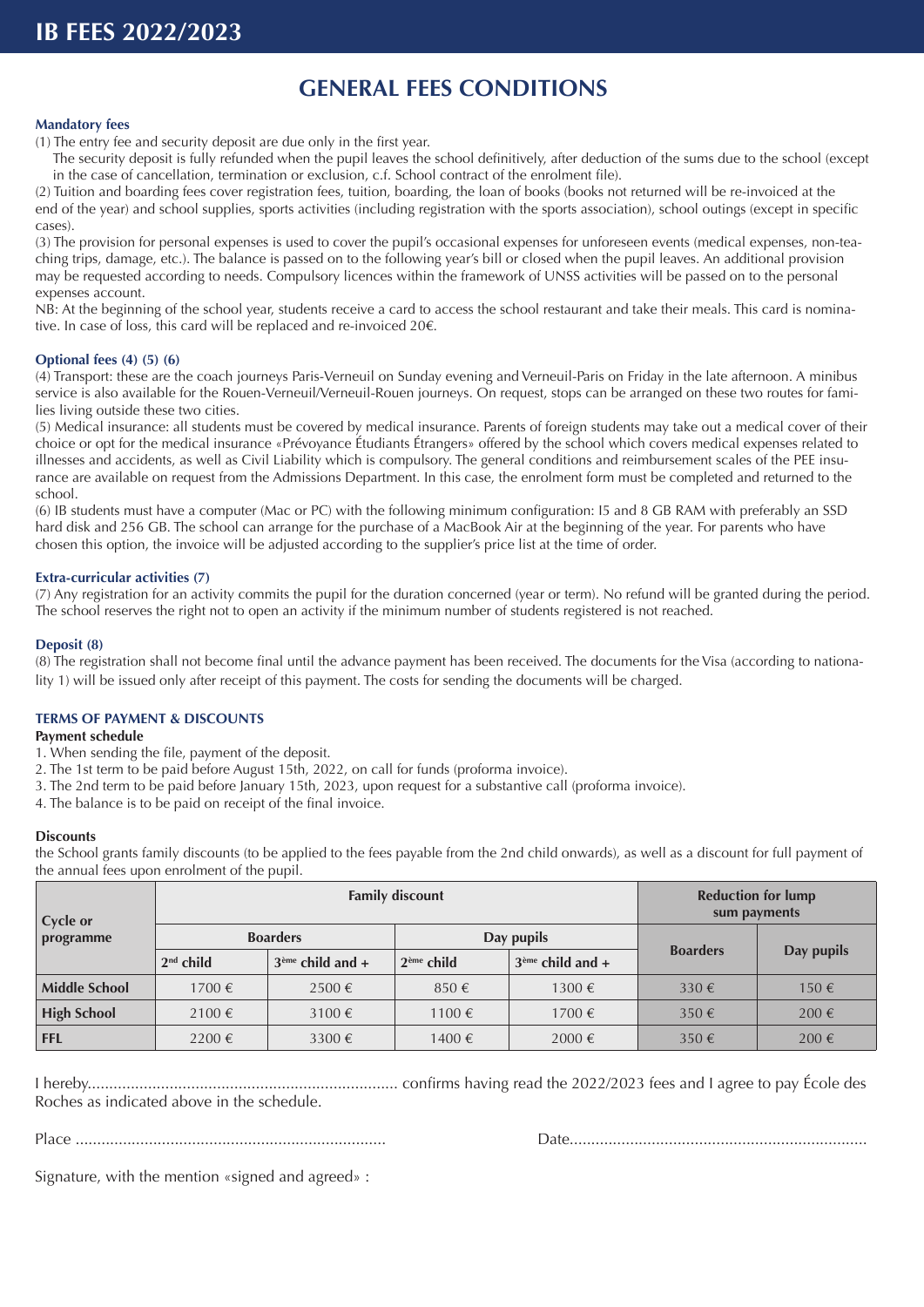# IB FEES 2022/2023

## GENERAL FEES CONDITIONS

### Mandatory fees

(1) The entry fee and security deposit are due only in the first year.
The security deposit is fully refunded when the pupil leaves the school definitively, after deduction of the sums due to the school (except in the case of cancellation, termination or exclusion, c.f. School contract of the enrolment file).

(2) Tuition and boarding fees cover registration fees, tuition, boarding, the loan of books (books not returned will be re-invoiced at the end of the year) and school supplies, sports activities (including registration with the sports association), school outings (except in specific cases).

(3) The provision for personal expenses is used to cover the pupil's occasional expenses for unforeseen events (medical expenses, non-teaching trips, damage, etc.). The balance is passed on to the following year's bill or closed when the pupil leaves. An additional provision may be requested according to needs. Compulsory licences within the framework of UNSS activities will be passed on to the personal expenses account.

NB: At the beginning of the school year, students receive a card to access the school restaurant and take their meals. This card is nominative. In case of loss, this card will be replaced and re-invoiced 20€.

### Optional fees (4) (5) (6)

(4) Transport: these are the coach journeys Paris-Verneuil on Sunday evening and Verneuil-Paris on Friday in the late afternoon. A minibus service is also available for the Rouen-Verneuil/Verneuil-Rouen journeys. On request, stops can be arranged on these two routes for families living outside these two cities.

(5) Medical insurance: all students must be covered by medical insurance. Parents of foreign students may take out a medical cover of their choice or opt for the medical insurance «Prévoyance Étudiants Étrangers» offered by the school which covers medical expenses related to illnesses and accidents, as well as Civil Liability which is compulsory. The general conditions and reimbursement scales of the PEE insurance are available on request from the Admissions Department. In this case, the enrolment form must be completed and returned to the school.

(6) IB students must have a computer (Mac or PC) with the following minimum configuration: I5 and 8 GB RAM with preferably an SSD hard disk and 256 GB. The school can arrange for the purchase of a MacBook Air at the beginning of the year. For parents who have chosen this option, the invoice will be adjusted according to the supplier's price list at the time of order.

### Extra-curricular activities (7)

(7) Any registration for an activity commits the pupil for the duration concerned (year or term). No refund will be granted during the period. The school reserves the right not to open an activity if the minimum number of students registered is not reached.

### Deposit (8)

(8) The registration shall not become final until the advance payment has been received. The documents for the Visa (according to nationality 1) will be issued only after receipt of this payment. The costs for sending the documents will be charged.

### TERMS OF PAYMENT & DISCOUNTS

**Payment schedule**

1. When sending the file, payment of the deposit.
2. The 1st term to be paid before August 15th, 2022, on call for funds (proforma invoice).
3. The 2nd term to be paid before January 15th, 2023, upon request for a substantive call (proforma invoice).
4. The balance is to be paid on receipt of the final invoice.

**Discounts**

the School grants family discounts (to be applied to the fees payable from the 2nd child onwards), as well as a discount for full payment of the annual fees upon enrolment of the pupil.

| Cycle or programme | Family discount | | | | Reduction for lump sum payments | |
|---|---|---|---|---|---|---|
| | Boarders | | Day pupils | | Boarders | Day pupils |
| | 2nd child | 3ème child and + | 2ème child | 3ème child and + | | |
| **Middle School** | 1700 € | 2500 € | 850 € | 1300 € | 330 € | 150 € |
| **High School** | 2100 € | 3100 € | 1100 € | 1700 € | 350 € | 200 € |
| **FFL** | 2200 € | 3300 € | 1400 € | 2000 € | 350 € | 200 € |

I hereby........................................................................ confirms having read the 2022/2023 fees and I agree to pay École des Roches as indicated above in the schedule.

Place ........................................................................ Date.....................................................................

Signature, with the mention «signed and agreed» :